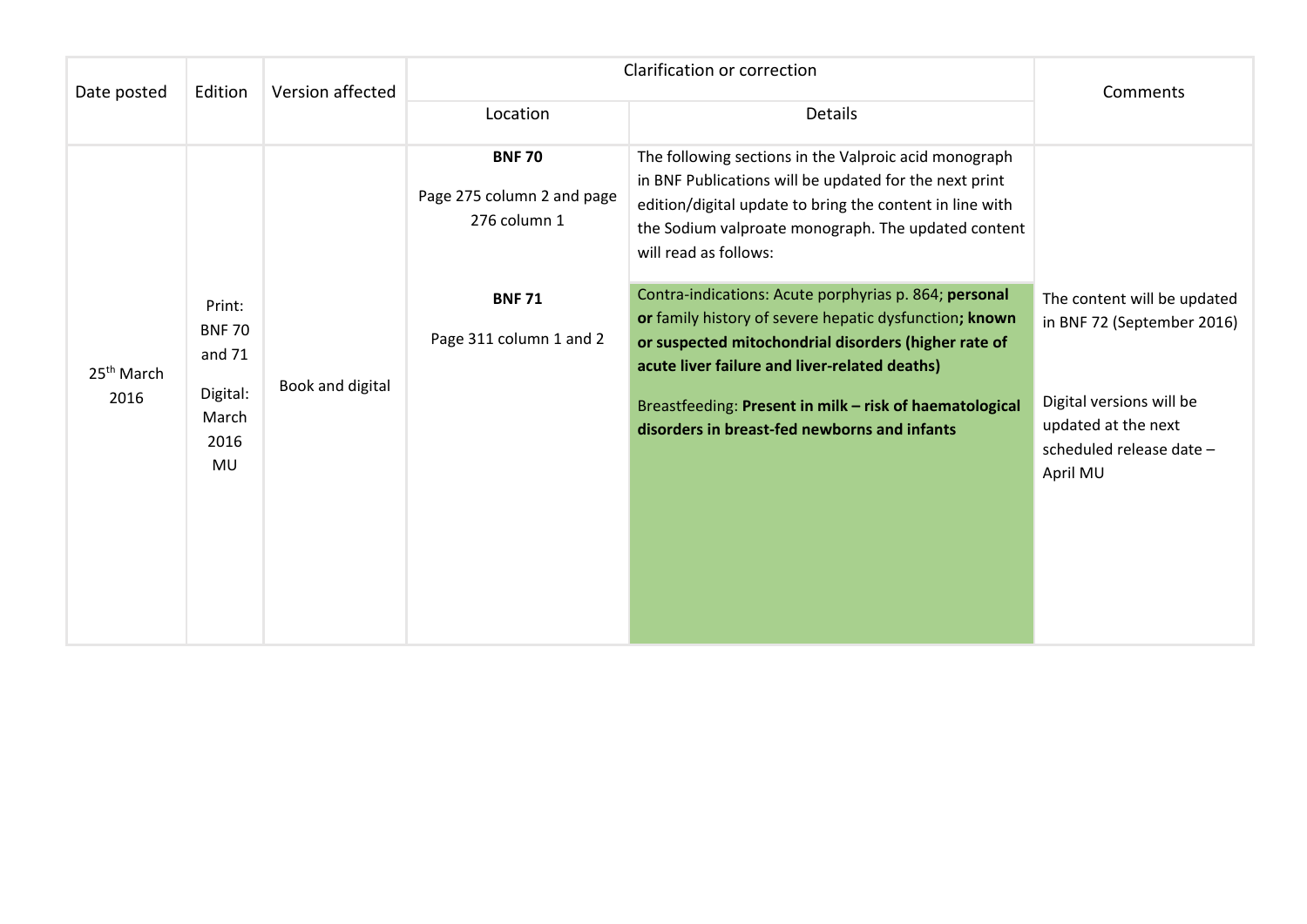| Date posted | Edition | Version affected | Clarification or correction | | Comments |
|---|---|---|---|---|---|
| | | | Location | Details | |
| 25th March 2016 | Print: BNF 70 and 71<br><br>Digital: March 2016 MU | Book and digital | **BNF 70**<br><br>Page 275 column 2 and page 276 column 1<br><br>**BNF 71**<br><br>Page 311 column 1 and 2 | The following sections in the Valproic acid monograph in BNF Publications will be updated for the next print edition/digital update to bring the content in line with the Sodium valproate monograph. The updated content will read as follows:<br><br>Contra-indications: Acute porphyrias p. 864; **personal or** family history of severe hepatic dysfunction**; known or suspected mitochondrial disorders (higher rate of acute liver failure and liver-related deaths)**<br><br>Breastfeeding: **Present in milk – risk of haematological disorders in breast-fed newborns and infants** | The content will be updated in BNF 72 (September 2016)<br><br>Digital versions will be updated at the next scheduled release date – April MU |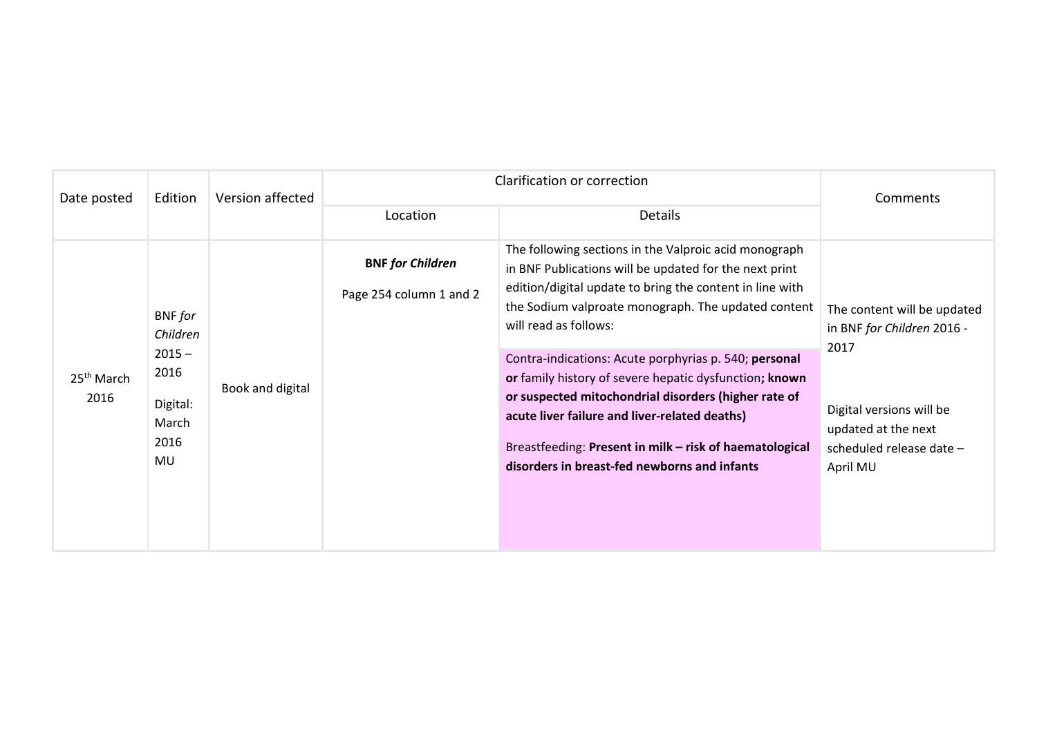| Date posted | Edition | Version affected | Clarification or correction | | Comments |
|---|---|---|---|---|---|
| | | | Location | Details | |
| 25th March 2016 | BNF *for Children* 2015 – 2016<br><br>Digital: March 2016 MU | Book and digital | **BNF *for Children***<br><br>Page 254 column 1 and 2 | The following sections in the Valproic acid monograph in BNF Publications will be updated for the next print edition/digital update to bring the content in line with the Sodium valproate monograph. The updated content will read as follows:<br><br>Contra-indications: Acute porphyrias p. 540; **personal or** family history of severe hepatic dysfunction**; known or suspected mitochondrial disorders (higher rate of acute liver failure and liver-related deaths)**<br><br>Breastfeeding: **Present in milk – risk of haematological disorders in breast-fed newborns and infants** | The content will be updated in BNF *for Children* 2016 - 2017<br><br>Digital versions will be updated at the next scheduled release date – April MU |